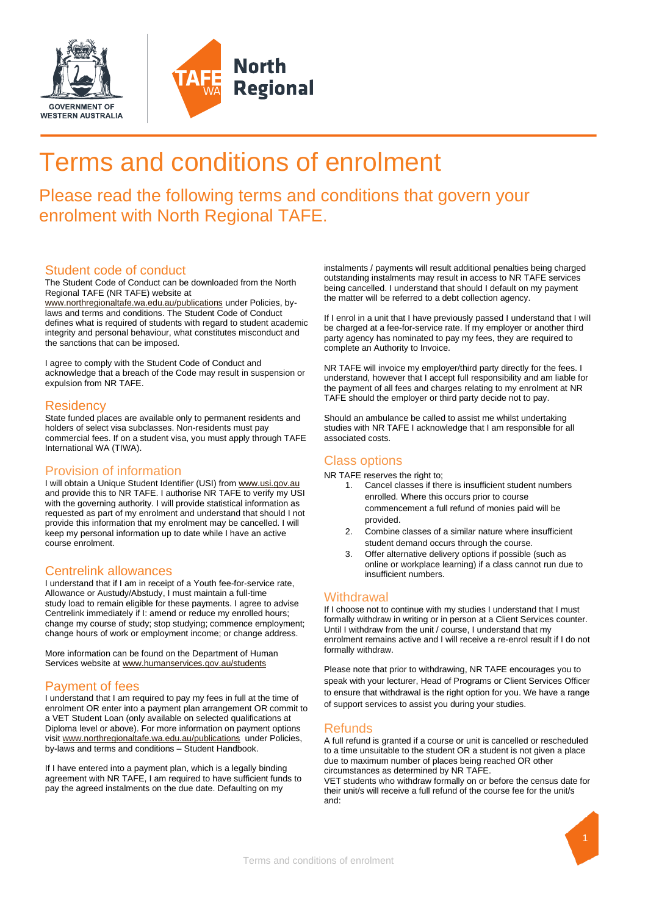# Terms and conditions of enrolment

## Please read the following terms and conditions that govern your enrolment with North Regional TAFE.

### Student code of conduct

The Student Code of Conduct can be downloaded from the North Regional TAFE (NR TAFE) website at www.northregionaltafe.wa.edu.au/publications under Policies, by-laws and terms and conditions. The Student Code of Conduct defines what is required of students with regard to student academic integrity and personal behaviour, what constitutes misconduct and the sanctions that can be imposed.

I agree to comply with the Student Code of Conduct and acknowledge that a breach of the Code may result in suspension or expulsion from NR TAFE.

### Residency

State funded places are available only to permanent residents and holders of select visa subclasses. Non-residents must pay commercial fees. If on a student visa, you must apply through TAFE International WA (TIWA).

### Provision of information

I will obtain a Unique Student Identifier (USI) from www.usi.gov.au and provide this to NR TAFE. I authorise NR TAFE to verify my USI with the governing authority. I will provide statistical information as requested as part of my enrolment and understand that should I not provide this information that my enrolment may be cancelled. I will keep my personal information up to date while I have an active course enrolment.

### Centrelink allowances

I understand that if I am in receipt of a Youth fee-for-service rate, Allowance or Austudy/Abstudy, I must maintain a full-time study load to remain eligible for these payments. I agree to advise Centrelink immediately if I: amend or reduce my enrolled hours; change my course of study; stop studying; commence employment; change hours of work or employment income; or change address.

More information can be found on the Department of Human Services website at www.humanservices.gov.au/students

### Payment of fees

I understand that I am required to pay my fees in full at the time of enrolment OR enter into a payment plan arrangement OR commit to a VET Student Loan (only available on selected qualifications at Diploma level or above). For more information on payment options visit www.northregionaltafe.wa.edu.au/publications under Policies, by-laws and terms and conditions – Student Handbook.

If I have entered into a payment plan, which is a legally binding agreement with NR TAFE, I am required to have sufficient funds to pay the agreed instalments on the due date. Defaulting on my instalments / payments will result additional penalties being charged outstanding instalments may result in access to NR TAFE services being cancelled. I understand that should I default on my payment the matter will be referred to a debt collection agency.

If I enrol in a unit that I have previously passed I understand that I will be charged at a fee-for-service rate. If my employer or another third party agency has nominated to pay my fees, they are required to complete an Authority to Invoice.

NR TAFE will invoice my employer/third party directly for the fees. I understand, however that I accept full responsibility and am liable for the payment of all fees and charges relating to my enrolment at NR TAFE should the employer or third party decide not to pay.

Should an ambulance be called to assist me whilst undertaking studies with NR TAFE I acknowledge that I am responsible for all associated costs.

### Class options

NR TAFE reserves the right to;

1. Cancel classes if there is insufficient student numbers enrolled. Where this occurs prior to course commencement a full refund of monies paid will be provided.
2. Combine classes of a similar nature where insufficient student demand occurs through the course.
3. Offer alternative delivery options if possible (such as online or workplace learning) if a class cannot run due to insufficient numbers.

### Withdrawal

If I choose not to continue with my studies I understand that I must formally withdraw in writing or in person at a Client Services counter. Until I withdraw from the unit / course, I understand that my enrolment remains active and I will receive a re-enrol result if I do not formally withdraw.

Please note that prior to withdrawing, NR TAFE encourages you to speak with your lecturer, Head of Programs or Client Services Officer to ensure that withdrawal is the right option for you. We have a range of support services to assist you during your studies.

### Refunds

A full refund is granted if a course or unit is cancelled or rescheduled to a time unsuitable to the student OR a student is not given a place due to maximum number of places being reached OR other circumstances as determined by NR TAFE.

VET students who withdraw formally on or before the census date for their unit/s will receive a full refund of the course fee for the unit/s and: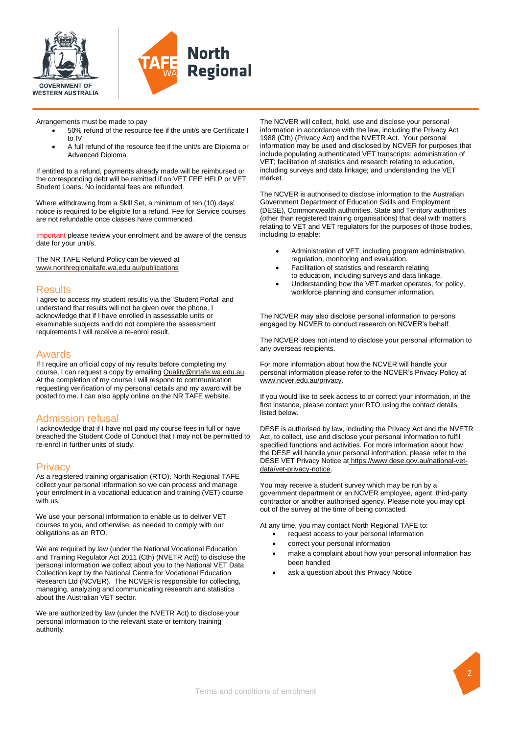Arrangements must be made to pay

- 50% refund of the resource fee if the unit/s are Certificate I to IV
- A full refund of the resource fee if the unit/s are Diploma or Advanced Diploma.

If entitled to a refund, payments already made will be reimbursed or the corresponding debt will be remitted if on VET FEE HELP or VET Student Loans. No incidental fees are refunded.

Where withdrawing from a Skill Set, a minimum of ten (10) days' notice is required to be eligible for a refund. Fee for Service courses are not refundable once classes have commenced.

Important please review your enrolment and be aware of the census date for your unit/s.

The NR TAFE Refund Policy can be viewed at www.northregionaltafe.wa.edu.au/publications

## Results

I agree to access my student results via the 'Student Portal' and understand that results will not be given over the phone. I acknowledge that if I have enrolled in assessable units or examinable subjects and do not complete the assessment requirements I will receive a re-enrol result.

## Awards

If I require an official copy of my results before completing my course, I can request a copy by emailing Quality@nrtafe.wa.edu.au. At the completion of my course I will respond to communication requesting verification of my personal details and my award will be posted to me. I can also apply online on the NR TAFE website.

## Admission refusal

I acknowledge that if I have not paid my course fees in full or have breached the Student Code of Conduct that I may not be permitted to re-enrol in further units of study.

## Privacy

As a registered training organisation (RTO), North Regional TAFE collect your personal information so we can process and manage your enrolment in a vocational education and training (VET) course with us.

We use your personal information to enable us to deliver VET courses to you, and otherwise, as needed to comply with our obligations as an RTO.

We are required by law (under the National Vocational Education and Training Regulator Act 2011 (Cth) (NVETR Act)) to disclose the personal information we collect about you to the National VET Data Collection kept by the National Centre for Vocational Education Research Ltd (NCVER). The NCVER is responsible for collecting, managing, analyzing and communicating research and statistics about the Australian VET sector.

We are authorized by law (under the NVETR Act) to disclose your personal information to the relevant state or territory training authority.

The NCVER will collect, hold, use and disclose your personal information in accordance with the law, including the Privacy Act 1988 (Cth) (Privacy Act) and the NVETR Act. Your personal information may be used and disclosed by NCVER for purposes that include populating authenticated VET transcripts; administration of VET; facilitation of statistics and research relating to education, including surveys and data linkage; and understanding the VET market.

The NCVER is authorised to disclose information to the Australian Government Department of Education Skills and Employment (DESE), Commonwealth authorities, State and Territory authorities (other than registered training organisations) that deal with matters relating to VET and VET regulators for the purposes of those bodies, including to enable:

- Administration of VET, including program administration, regulation, monitoring and evaluation.
- Facilitation of statistics and research relating to education, including surveys and data linkage.
- Understanding how the VET market operates, for policy, workforce planning and consumer information.

The NCVER may also disclose personal information to persons engaged by NCVER to conduct research on NCVER's behalf.

The NCVER does not intend to disclose your personal information to any overseas recipients.

For more information about how the NCVER will handle your personal information please refer to the NCVER's Privacy Policy at www.ncver.edu.au/privacy.

If you would like to seek access to or correct your information, in the first instance, please contact your RTO using the contact details listed below.

DESE is authorised by law, including the Privacy Act and the NVETR Act, to collect, use and disclose your personal information to fulfil specified functions and activities. For more information about how the DESE will handle your personal information, please refer to the DESE VET Privacy Notice at https://www.dese.gov.au/national-vet-data/vet-privacy-notice.

You may receive a student survey which may be run by a government department or an NCVER employee, agent, third-party contractor or another authorised agency. Please note you may opt out of the survey at the time of being contacted.

At any time, you may contact North Regional TAFE to:

- request access to your personal information
- correct your personal information
- make a complaint about how your personal information has been handled
- ask a question about this Privacy Notice